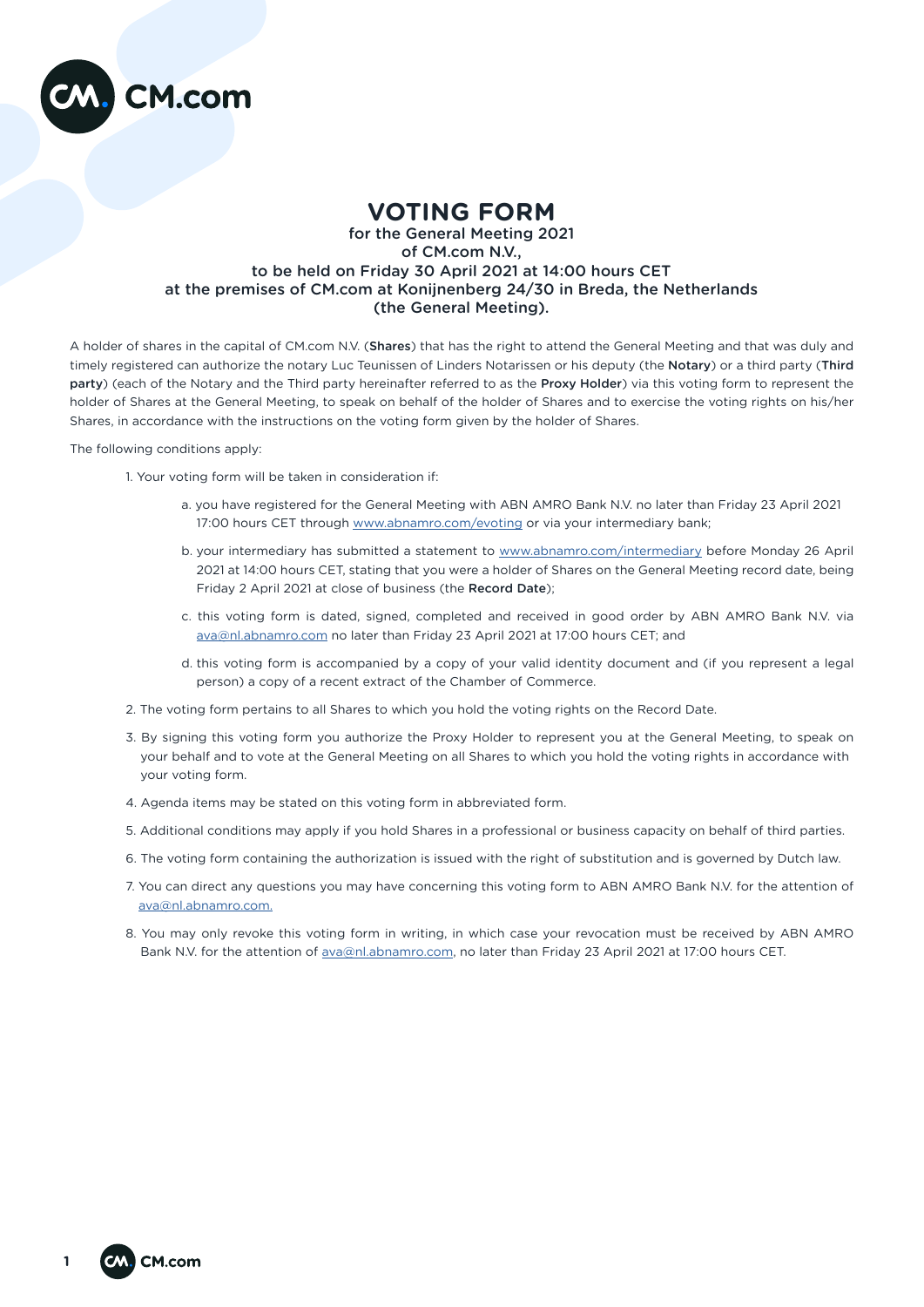# VOTING FORM

for the General Meeting 2021
of CM.com N.V.,
to be held on Friday 30 April 2021 at 14:00 hours CET
at the premises of CM.com at Konijnenberg 24/30 in Breda, the Netherlands
(the General Meeting).

A holder of shares in the capital of CM.com N.V. (**Shares**) that has the right to attend the General Meeting and that was duly and timely registered can authorize the notary Luc Teunissen of Linders Notarissen or his deputy (the **Notary**) or a third party (**Third party**) (each of the Notary and the Third party hereinafter referred to as the **Proxy Holder**) via this voting form to represent the holder of Shares at the General Meeting, to speak on behalf of the holder of Shares and to exercise the voting rights on his/her Shares, in accordance with the instructions on the voting form given by the holder of Shares.

The following conditions apply:

1. Your voting form will be taken in consideration if:

   a. you have registered for the General Meeting with ABN AMRO Bank N.V. no later than Friday 23 April 2021 17:00 hours CET through www.abnamro.com/evoting or via your intermediary bank;

   b. your intermediary has submitted a statement to www.abnamro.com/intermediary before Monday 26 April 2021 at 14:00 hours CET, stating that you were a holder of Shares on the General Meeting record date, being Friday 2 April 2021 at close of business (the **Record Date**);

   c. this voting form is dated, signed, completed and received in good order by ABN AMRO Bank N.V. via ava@nl.abnamro.com no later than Friday 23 April 2021 at 17:00 hours CET; and

   d. this voting form is accompanied by a copy of your valid identity document and (if you represent a legal person) a copy of a recent extract of the Chamber of Commerce.

2. The voting form pertains to all Shares to which you hold the voting rights on the Record Date.

3. By signing this voting form you authorize the Proxy Holder to represent you at the General Meeting, to speak on your behalf and to vote at the General Meeting on all Shares to which you hold the voting rights in accordance with your voting form.

4. Agenda items may be stated on this voting form in abbreviated form.

5. Additional conditions may apply if you hold Shares in a professional or business capacity on behalf of third parties.

6. The voting form containing the authorization is issued with the right of substitution and is governed by Dutch law.

7. You can direct any questions you may have concerning this voting form to ABN AMRO Bank N.V. for the attention of ava@nl.abnamro.com.

8. You may only revoke this voting form in writing, in which case your revocation must be received by ABN AMRO Bank N.V. for the attention of ava@nl.abnamro.com, no later than Friday 23 April 2021 at 17:00 hours CET.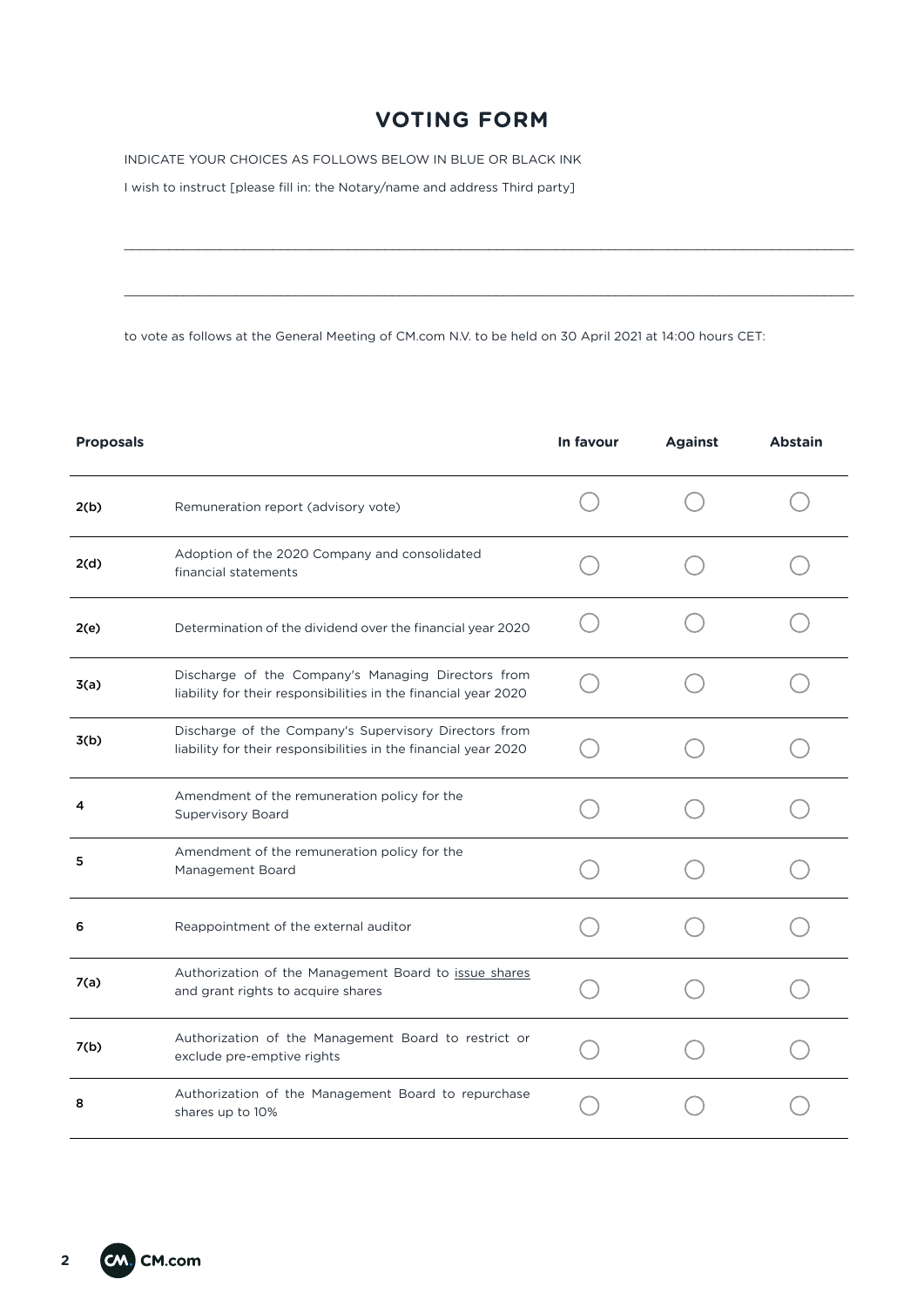# VOTING FORM

INDICATE YOUR CHOICES AS FOLLOWS BELOW IN BLUE OR BLACK INK

I wish to instruct [please fill in: the Notary/name and address Third party]

\_\_\_\_\_\_\_\_\_\_\_\_\_\_\_\_\_\_\_\_\_\_\_\_\_\_\_\_\_\_\_\_\_\_\_\_\_\_\_\_\_\_\_\_\_\_\_\_\_\_\_\_\_\_\_\_\_\_\_\_\_\_\_\_\_\_\_\_\_\_\_\_\_\_\_\_\_\_

\_\_\_\_\_\_\_\_\_\_\_\_\_\_\_\_\_\_\_\_\_\_\_\_\_\_\_\_\_\_\_\_\_\_\_\_\_\_\_\_\_\_\_\_\_\_\_\_\_\_\_\_\_\_\_\_\_\_\_\_\_\_\_\_\_\_\_\_\_\_\_\_\_\_\_\_\_\_

to vote as follows at the General Meeting of CM.com N.V. to be held on 30 April 2021 at 14:00 hours CET:

| **Proposals** | | **In favour** | **Against** | **Abstain** |
|---|---|---|---|---|
| **2(b)** | Remuneration report (advisory vote) | ◯ | ◯ | ◯ |
| **2(d)** | Adoption of the 2020 Company and consolidated financial statements | ◯ | ◯ | ◯ |
| **2(e)** | Determination of the dividend over the financial year 2020 | ◯ | ◯ | ◯ |
| **3(a)** | Discharge of the Company's Managing Directors from liability for their responsibilities in the financial year 2020 | ◯ | ◯ | ◯ |
| **3(b)** | Discharge of the Company's Supervisory Directors from liability for their responsibilities in the financial year 2020 | ◯ | ◯ | ◯ |
| **4** | Amendment of the remuneration policy for the Supervisory Board | ◯ | ◯ | ◯ |
| **5** | Amendment of the remuneration policy for the Management Board | ◯ | ◯ | ◯ |
| **6** | Reappointment of the external auditor | ◯ | ◯ | ◯ |
| **7(a)** | Authorization of the Management Board to issue shares and grant rights to acquire shares | ◯ | ◯ | ◯ |
| **7(b)** | Authorization of the Management Board to restrict or exclude pre-emptive rights | ◯ | ◯ | ◯ |
| **8** | Authorization of the Management Board to repurchase shares up to 10% | ◯ | ◯ | ◯ |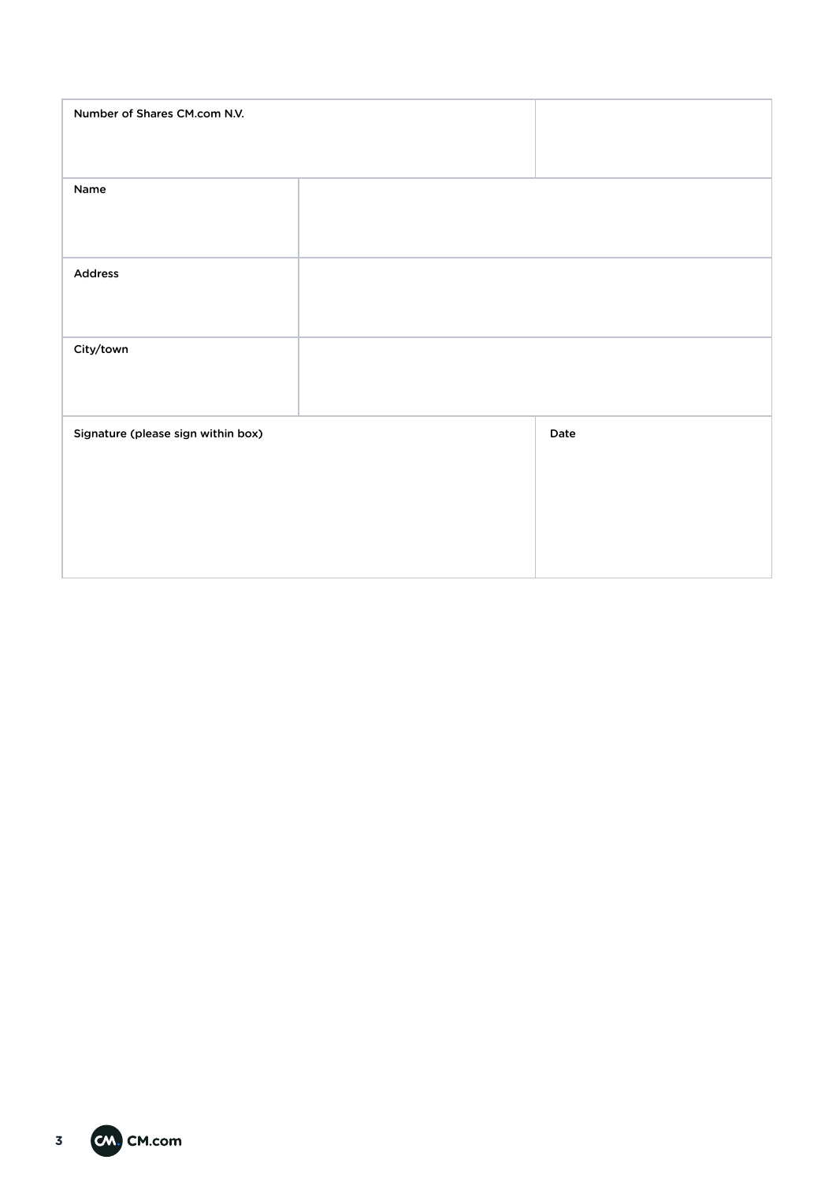| | | |
|---|---|---|
| Number of Shares CM.com N.V. | | |
| Name | | |
| Address | | |
| City/town | | |
| Signature (please sign within box) | | Date |